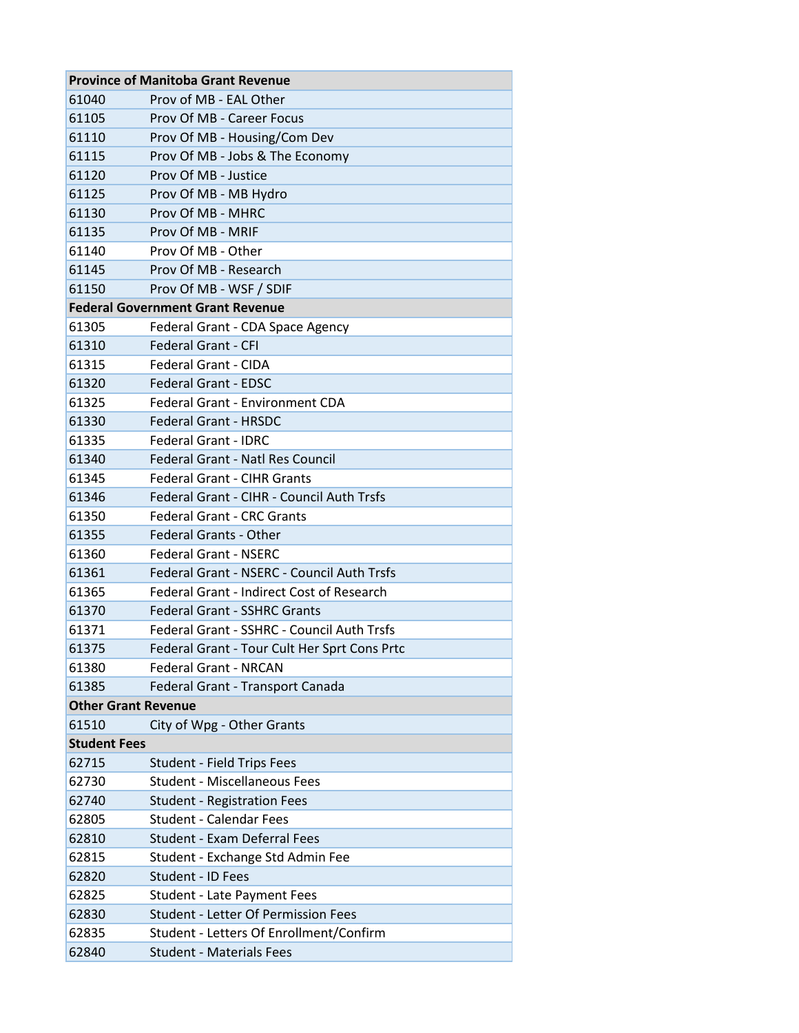| Province of Manitoba Grant Revenue | |
|---|---|
| 61040 | Prov of MB - EAL Other |
| 61105 | Prov Of MB - Career Focus |
| 61110 | Prov Of MB - Housing/Com Dev |
| 61115 | Prov Of MB - Jobs & The Economy |
| 61120 | Prov Of MB - Justice |
| 61125 | Prov Of MB - MB Hydro |
| 61130 | Prov Of MB - MHRC |
| 61135 | Prov Of MB - MRIF |
| 61140 | Prov Of MB - Other |
| 61145 | Prov Of MB - Research |
| 61150 | Prov Of MB - WSF / SDIF |
| **Federal Government Grant Revenue** | |
| 61305 | Federal Grant - CDA Space Agency |
| 61310 | Federal Grant - CFI |
| 61315 | Federal Grant - CIDA |
| 61320 | Federal Grant - EDSC |
| 61325 | Federal Grant - Environment CDA |
| 61330 | Federal Grant - HRSDC |
| 61335 | Federal Grant - IDRC |
| 61340 | Federal Grant - Natl Res Council |
| 61345 | Federal Grant - CIHR Grants |
| 61346 | Federal Grant - CIHR - Council Auth Trsfs |
| 61350 | Federal Grant - CRC Grants |
| 61355 | Federal Grants - Other |
| 61360 | Federal Grant - NSERC |
| 61361 | Federal Grant - NSERC - Council Auth Trsfs |
| 61365 | Federal Grant - Indirect Cost of Research |
| 61370 | Federal Grant - SSHRC Grants |
| 61371 | Federal Grant - SSHRC - Council Auth Trsfs |
| 61375 | Federal Grant - Tour Cult Her Sprt Cons Prtc |
| 61380 | Federal Grant - NRCAN |
| 61385 | Federal Grant - Transport Canada |
| **Other Grant Revenue** | |
| 61510 | City of Wpg - Other Grants |
| **Student Fees** | |
| 62715 | Student - Field Trips Fees |
| 62730 | Student - Miscellaneous Fees |
| 62740 | Student - Registration Fees |
| 62805 | Student - Calendar Fees |
| 62810 | Student - Exam Deferral Fees |
| 62815 | Student - Exchange Std Admin Fee |
| 62820 | Student - ID Fees |
| 62825 | Student - Late Payment Fees |
| 62830 | Student - Letter Of Permission Fees |
| 62835 | Student - Letters Of Enrollment/Confirm |
| 62840 | Student - Materials Fees |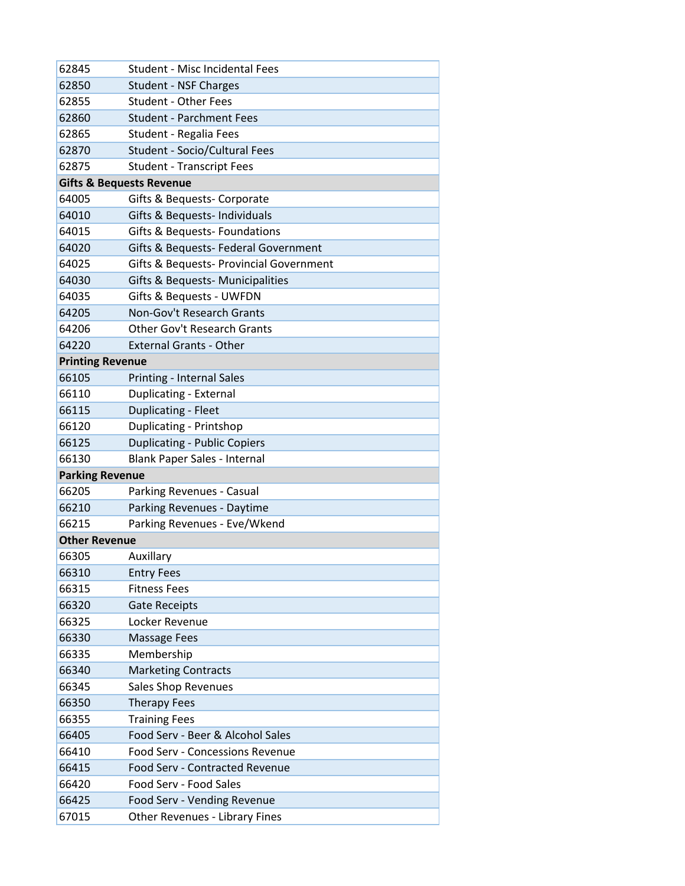| | |
|---|---|
| 62845 | Student - Misc Incidental Fees |
| 62850 | Student - NSF Charges |
| 62855 | Student - Other Fees |
| 62860 | Student - Parchment Fees |
| 62865 | Student - Regalia Fees |
| 62870 | Student - Socio/Cultural Fees |
| 62875 | Student - Transcript Fees |
| **Gifts & Bequests Revenue** | |
| 64005 | Gifts & Bequests- Corporate |
| 64010 | Gifts & Bequests- Individuals |
| 64015 | Gifts & Bequests- Foundations |
| 64020 | Gifts & Bequests- Federal Government |
| 64025 | Gifts & Bequests- Provincial Government |
| 64030 | Gifts & Bequests- Municipalities |
| 64035 | Gifts & Bequests - UWFDN |
| 64205 | Non-Gov't Research Grants |
| 64206 | Other Gov't Research Grants |
| 64220 | External Grants - Other |
| **Printing Revenue** | |
| 66105 | Printing - Internal Sales |
| 66110 | Duplicating - External |
| 66115 | Duplicating - Fleet |
| 66120 | Duplicating - Printshop |
| 66125 | Duplicating - Public Copiers |
| 66130 | Blank Paper Sales - Internal |
| **Parking Revenue** | |
| 66205 | Parking Revenues - Casual |
| 66210 | Parking Revenues - Daytime |
| 66215 | Parking Revenues - Eve/Wkend |
| **Other Revenue** | |
| 66305 | Auxillary |
| 66310 | Entry Fees |
| 66315 | Fitness Fees |
| 66320 | Gate Receipts |
| 66325 | Locker Revenue |
| 66330 | Massage Fees |
| 66335 | Membership |
| 66340 | Marketing Contracts |
| 66345 | Sales Shop Revenues |
| 66350 | Therapy Fees |
| 66355 | Training Fees |
| 66405 | Food Serv - Beer & Alcohol Sales |
| 66410 | Food Serv - Concessions Revenue |
| 66415 | Food Serv - Contracted Revenue |
| 66420 | Food Serv - Food Sales |
| 66425 | Food Serv - Vending Revenue |
| 67015 | Other Revenues - Library Fines |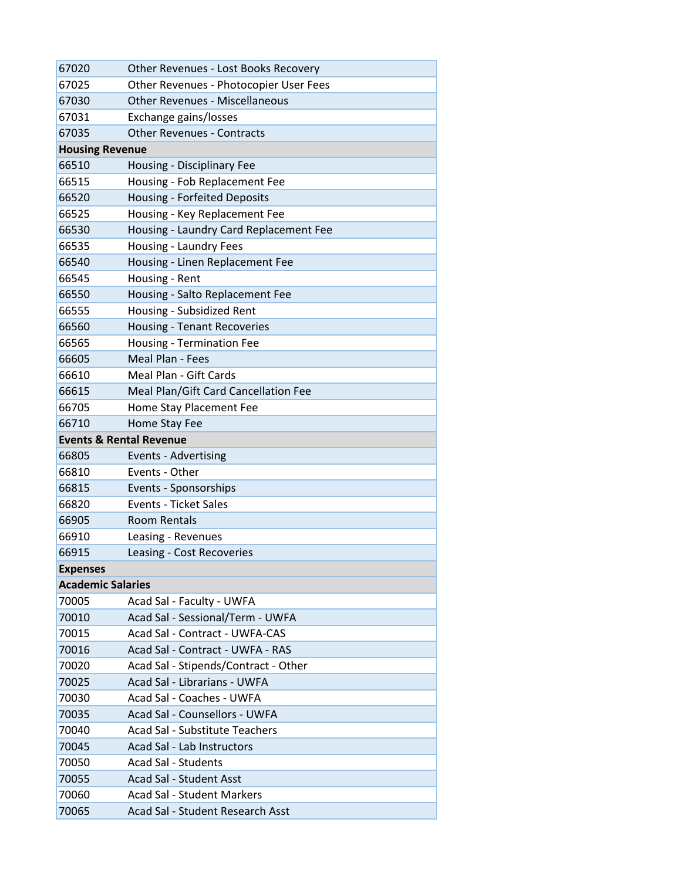| | |
|---|---|
| 67020 | Other Revenues - Lost Books Recovery |
| 67025 | Other Revenues - Photocopier User Fees |
| 67030 | Other Revenues - Miscellaneous |
| 67031 | Exchange gains/losses |
| 67035 | Other Revenues - Contracts |
| **Housing Revenue** | |
| 66510 | Housing - Disciplinary Fee |
| 66515 | Housing - Fob Replacement Fee |
| 66520 | Housing - Forfeited Deposits |
| 66525 | Housing - Key Replacement Fee |
| 66530 | Housing - Laundry Card Replacement Fee |
| 66535 | Housing - Laundry Fees |
| 66540 | Housing - Linen Replacement Fee |
| 66545 | Housing - Rent |
| 66550 | Housing - Salto Replacement Fee |
| 66555 | Housing - Subsidized Rent |
| 66560 | Housing - Tenant Recoveries |
| 66565 | Housing - Termination Fee |
| 66605 | Meal Plan - Fees |
| 66610 | Meal Plan - Gift Cards |
| 66615 | Meal Plan/Gift Card Cancellation Fee |
| 66705 | Home Stay Placement Fee |
| 66710 | Home Stay Fee |
| **Events & Rental Revenue** | |
| 66805 | Events - Advertising |
| 66810 | Events - Other |
| 66815 | Events - Sponsorships |
| 66820 | Events - Ticket Sales |
| 66905 | Room Rentals |
| 66910 | Leasing - Revenues |
| 66915 | Leasing - Cost Recoveries |
| **Expenses** | |
| **Academic Salaries** | |
| 70005 | Acad Sal - Faculty - UWFA |
| 70010 | Acad Sal - Sessional/Term - UWFA |
| 70015 | Acad Sal - Contract - UWFA-CAS |
| 70016 | Acad Sal - Contract - UWFA - RAS |
| 70020 | Acad Sal - Stipends/Contract - Other |
| 70025 | Acad Sal - Librarians - UWFA |
| 70030 | Acad Sal - Coaches - UWFA |
| 70035 | Acad Sal - Counsellors - UWFA |
| 70040 | Acad Sal - Substitute Teachers |
| 70045 | Acad Sal - Lab Instructors |
| 70050 | Acad Sal - Students |
| 70055 | Acad Sal - Student Asst |
| 70060 | Acad Sal - Student Markers |
| 70065 | Acad Sal - Student Research Asst |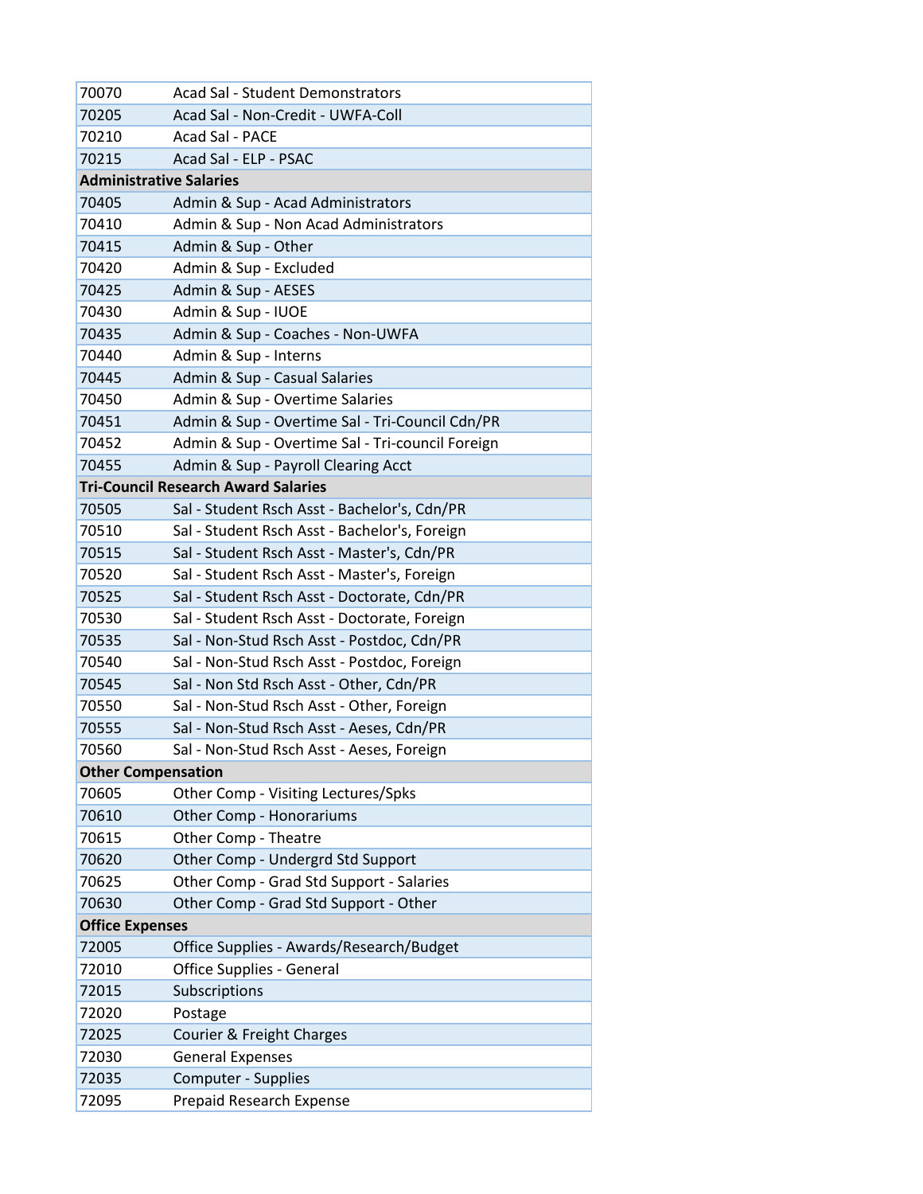| | |
|---|---|
| 70070 | Acad Sal - Student Demonstrators |
| 70205 | Acad Sal - Non-Credit - UWFA-Coll |
| 70210 | Acad Sal - PACE |
| 70215 | Acad Sal - ELP - PSAC |
| **Administrative Salaries** | |
| 70405 | Admin & Sup - Acad Administrators |
| 70410 | Admin & Sup - Non Acad Administrators |
| 70415 | Admin & Sup - Other |
| 70420 | Admin & Sup - Excluded |
| 70425 | Admin & Sup - AESES |
| 70430 | Admin & Sup - IUOE |
| 70435 | Admin & Sup - Coaches - Non-UWFA |
| 70440 | Admin & Sup - Interns |
| 70445 | Admin & Sup - Casual Salaries |
| 70450 | Admin & Sup - Overtime Salaries |
| 70451 | Admin & Sup - Overtime Sal - Tri-Council Cdn/PR |
| 70452 | Admin & Sup - Overtime Sal - Tri-council Foreign |
| 70455 | Admin & Sup - Payroll Clearing Acct |
| **Tri-Council Research Award Salaries** | |
| 70505 | Sal - Student Rsch Asst - Bachelor's, Cdn/PR |
| 70510 | Sal - Student Rsch Asst - Bachelor's, Foreign |
| 70515 | Sal - Student Rsch Asst - Master's, Cdn/PR |
| 70520 | Sal - Student Rsch Asst - Master's, Foreign |
| 70525 | Sal - Student Rsch Asst - Doctorate, Cdn/PR |
| 70530 | Sal - Student Rsch Asst - Doctorate, Foreign |
| 70535 | Sal - Non-Stud Rsch Asst - Postdoc, Cdn/PR |
| 70540 | Sal - Non-Stud Rsch Asst - Postdoc, Foreign |
| 70545 | Sal - Non Std Rsch Asst - Other, Cdn/PR |
| 70550 | Sal - Non-Stud Rsch Asst - Other, Foreign |
| 70555 | Sal - Non-Stud Rsch Asst - Aeses, Cdn/PR |
| 70560 | Sal - Non-Stud Rsch Asst - Aeses, Foreign |
| **Other Compensation** | |
| 70605 | Other Comp - Visiting Lectures/Spks |
| 70610 | Other Comp - Honorariums |
| 70615 | Other Comp - Theatre |
| 70620 | Other Comp - Undergrd Std Support |
| 70625 | Other Comp - Grad Std Support - Salaries |
| 70630 | Other Comp - Grad Std Support - Other |
| **Office Expenses** | |
| 72005 | Office Supplies - Awards/Research/Budget |
| 72010 | Office Supplies - General |
| 72015 | Subscriptions |
| 72020 | Postage |
| 72025 | Courier & Freight Charges |
| 72030 | General Expenses |
| 72035 | Computer - Supplies |
| 72095 | Prepaid Research Expense |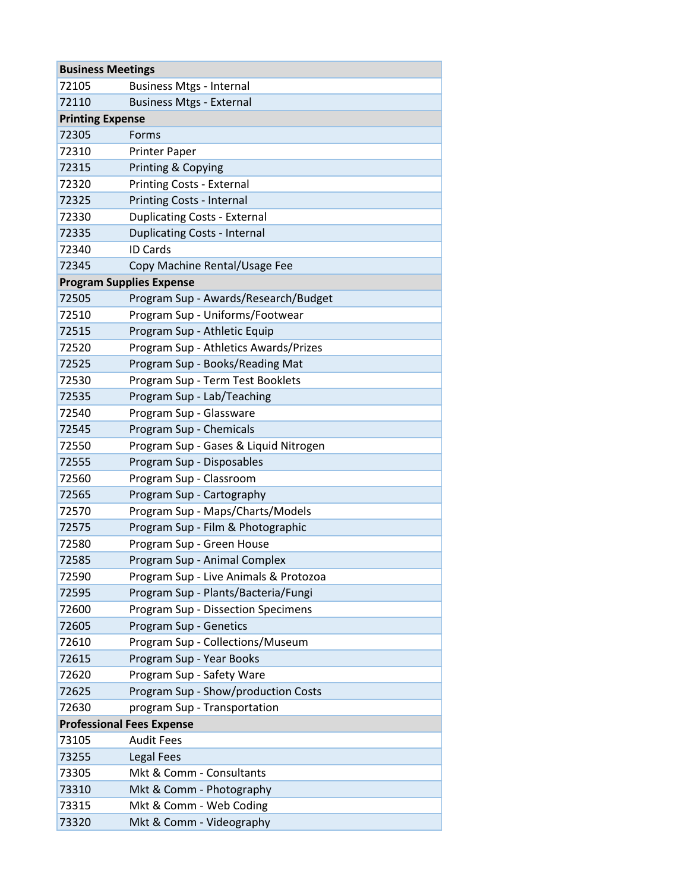| Business Meetings | |
|---|---|
| 72105 | Business Mtgs - Internal |
| 72110 | Business Mtgs - External |
| **Printing Expense** | |
| 72305 | Forms |
| 72310 | Printer Paper |
| 72315 | Printing & Copying |
| 72320 | Printing Costs - External |
| 72325 | Printing Costs - Internal |
| 72330 | Duplicating Costs - External |
| 72335 | Duplicating Costs - Internal |
| 72340 | ID Cards |
| 72345 | Copy Machine Rental/Usage Fee |
| **Program Supplies Expense** | |
| 72505 | Program Sup - Awards/Research/Budget |
| 72510 | Program Sup - Uniforms/Footwear |
| 72515 | Program Sup - Athletic Equip |
| 72520 | Program Sup - Athletics Awards/Prizes |
| 72525 | Program Sup - Books/Reading Mat |
| 72530 | Program Sup - Term Test Booklets |
| 72535 | Program Sup - Lab/Teaching |
| 72540 | Program Sup - Glassware |
| 72545 | Program Sup - Chemicals |
| 72550 | Program Sup - Gases & Liquid Nitrogen |
| 72555 | Program Sup - Disposables |
| 72560 | Program Sup - Classroom |
| 72565 | Program Sup - Cartography |
| 72570 | Program Sup - Maps/Charts/Models |
| 72575 | Program Sup - Film & Photographic |
| 72580 | Program Sup - Green House |
| 72585 | Program Sup - Animal Complex |
| 72590 | Program Sup - Live Animals & Protozoa |
| 72595 | Program Sup - Plants/Bacteria/Fungi |
| 72600 | Program Sup - Dissection Specimens |
| 72605 | Program Sup - Genetics |
| 72610 | Program Sup - Collections/Museum |
| 72615 | Program Sup - Year Books |
| 72620 | Program Sup - Safety Ware |
| 72625 | Program Sup - Show/production Costs |
| 72630 | program Sup - Transportation |
| **Professional Fees Expense** | |
| 73105 | Audit Fees |
| 73255 | Legal Fees |
| 73305 | Mkt & Comm - Consultants |
| 73310 | Mkt & Comm - Photography |
| 73315 | Mkt & Comm - Web Coding |
| 73320 | Mkt & Comm - Videography |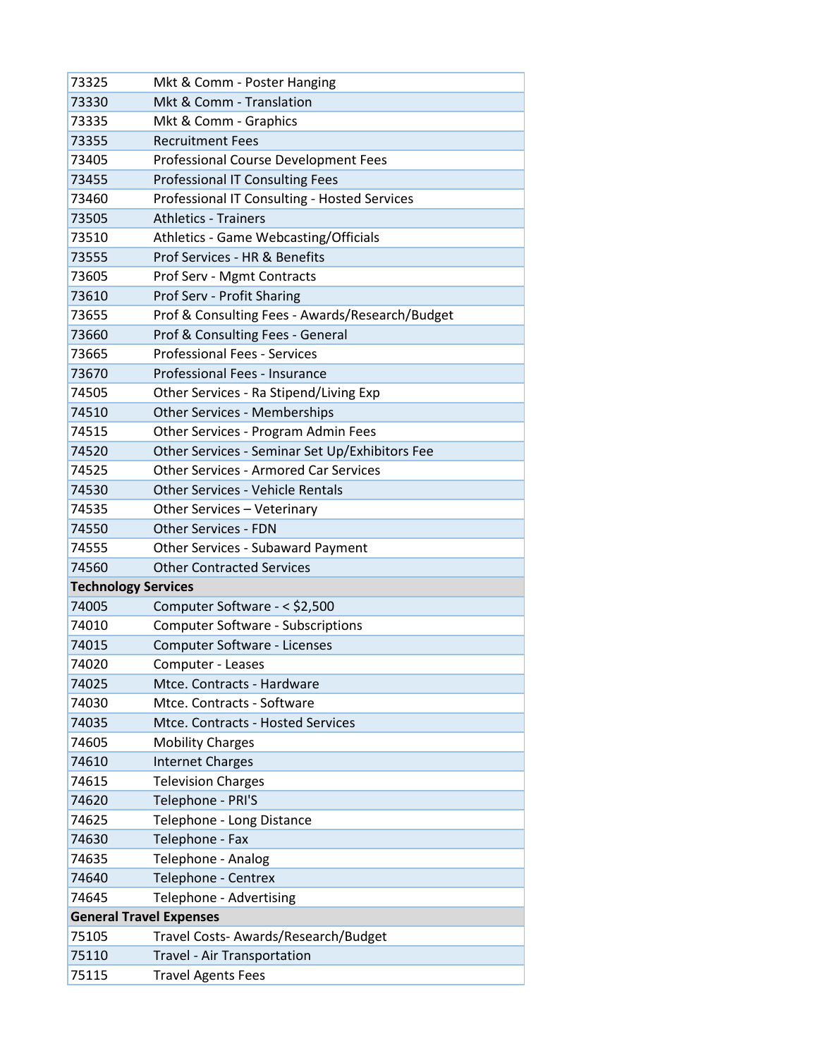| | |
|---|---|
| 73325 | Mkt & Comm - Poster Hanging |
| 73330 | Mkt & Comm - Translation |
| 73335 | Mkt & Comm - Graphics |
| 73355 | Recruitment Fees |
| 73405 | Professional Course Development Fees |
| 73455 | Professional IT Consulting Fees |
| 73460 | Professional IT Consulting - Hosted Services |
| 73505 | Athletics - Trainers |
| 73510 | Athletics - Game Webcasting/Officials |
| 73555 | Prof Services - HR & Benefits |
| 73605 | Prof Serv - Mgmt Contracts |
| 73610 | Prof Serv - Profit Sharing |
| 73655 | Prof & Consulting Fees - Awards/Research/Budget |
| 73660 | Prof & Consulting Fees - General |
| 73665 | Professional Fees - Services |
| 73670 | Professional Fees - Insurance |
| 74505 | Other Services - Ra Stipend/Living Exp |
| 74510 | Other Services - Memberships |
| 74515 | Other Services - Program Admin Fees |
| 74520 | Other Services - Seminar Set Up/Exhibitors Fee |
| 74525 | Other Services - Armored Car Services |
| 74530 | Other Services - Vehicle Rentals |
| 74535 | Other Services – Veterinary |
| 74550 | Other Services - FDN |
| 74555 | Other Services - Subaward Payment |
| 74560 | Other Contracted Services |
| **Technology Services** | |
| 74005 | Computer Software - < $2,500 |
| 74010 | Computer Software - Subscriptions |
| 74015 | Computer Software - Licenses |
| 74020 | Computer - Leases |
| 74025 | Mtce. Contracts - Hardware |
| 74030 | Mtce. Contracts - Software |
| 74035 | Mtce. Contracts - Hosted Services |
| 74605 | Mobility Charges |
| 74610 | Internet Charges |
| 74615 | Television Charges |
| 74620 | Telephone - PRI'S |
| 74625 | Telephone - Long Distance |
| 74630 | Telephone - Fax |
| 74635 | Telephone - Analog |
| 74640 | Telephone - Centrex |
| 74645 | Telephone - Advertising |
| **General Travel Expenses** | |
| 75105 | Travel Costs- Awards/Research/Budget |
| 75110 | Travel - Air Transportation |
| 75115 | Travel Agents Fees |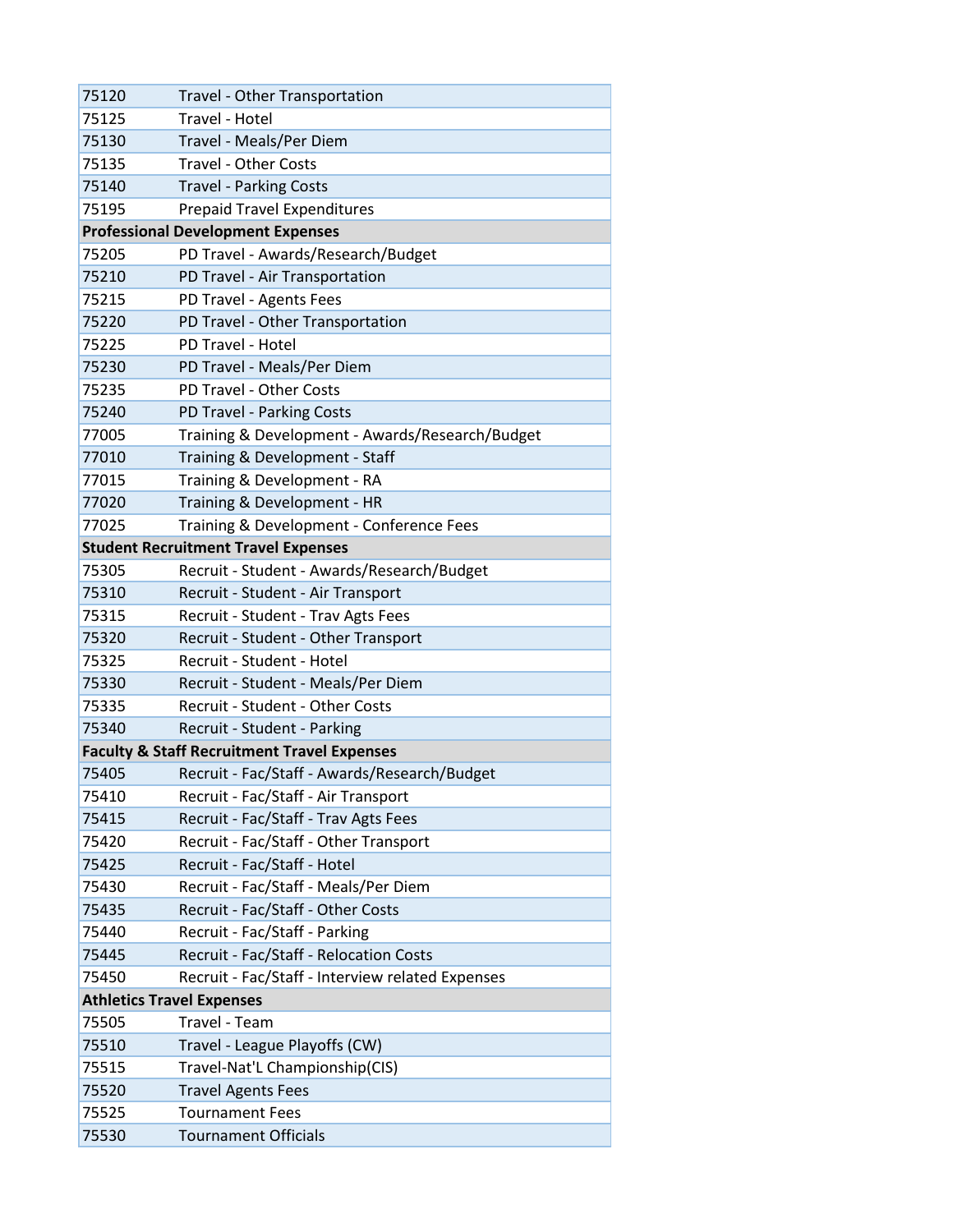| | |
|---|---|
| 75120 | Travel - Other Transportation |
| 75125 | Travel - Hotel |
| 75130 | Travel - Meals/Per Diem |
| 75135 | Travel - Other Costs |
| 75140 | Travel - Parking Costs |
| 75195 | Prepaid Travel Expenditures |
| **Professional Development Expenses** | |
| 75205 | PD Travel - Awards/Research/Budget |
| 75210 | PD Travel - Air Transportation |
| 75215 | PD Travel - Agents Fees |
| 75220 | PD Travel - Other Transportation |
| 75225 | PD Travel - Hotel |
| 75230 | PD Travel - Meals/Per Diem |
| 75235 | PD Travel - Other Costs |
| 75240 | PD Travel - Parking Costs |
| 77005 | Training & Development - Awards/Research/Budget |
| 77010 | Training & Development - Staff |
| 77015 | Training & Development - RA |
| 77020 | Training & Development - HR |
| 77025 | Training & Development - Conference Fees |
| **Student Recruitment Travel Expenses** | |
| 75305 | Recruit - Student - Awards/Research/Budget |
| 75310 | Recruit - Student - Air Transport |
| 75315 | Recruit - Student - Trav Agts Fees |
| 75320 | Recruit - Student - Other Transport |
| 75325 | Recruit - Student - Hotel |
| 75330 | Recruit - Student - Meals/Per Diem |
| 75335 | Recruit - Student - Other Costs |
| 75340 | Recruit - Student - Parking |
| **Faculty & Staff Recruitment Travel Expenses** | |
| 75405 | Recruit - Fac/Staff - Awards/Research/Budget |
| 75410 | Recruit - Fac/Staff - Air Transport |
| 75415 | Recruit - Fac/Staff - Trav Agts Fees |
| 75420 | Recruit - Fac/Staff - Other Transport |
| 75425 | Recruit - Fac/Staff - Hotel |
| 75430 | Recruit - Fac/Staff - Meals/Per Diem |
| 75435 | Recruit - Fac/Staff - Other Costs |
| 75440 | Recruit - Fac/Staff - Parking |
| 75445 | Recruit - Fac/Staff - Relocation Costs |
| 75450 | Recruit - Fac/Staff - Interview related Expenses |
| **Athletics Travel Expenses** | |
| 75505 | Travel - Team |
| 75510 | Travel - League Playoffs (CW) |
| 75515 | Travel-Nat'L Championship(CIS) |
| 75520 | Travel Agents Fees |
| 75525 | Tournament Fees |
| 75530 | Tournament Officials |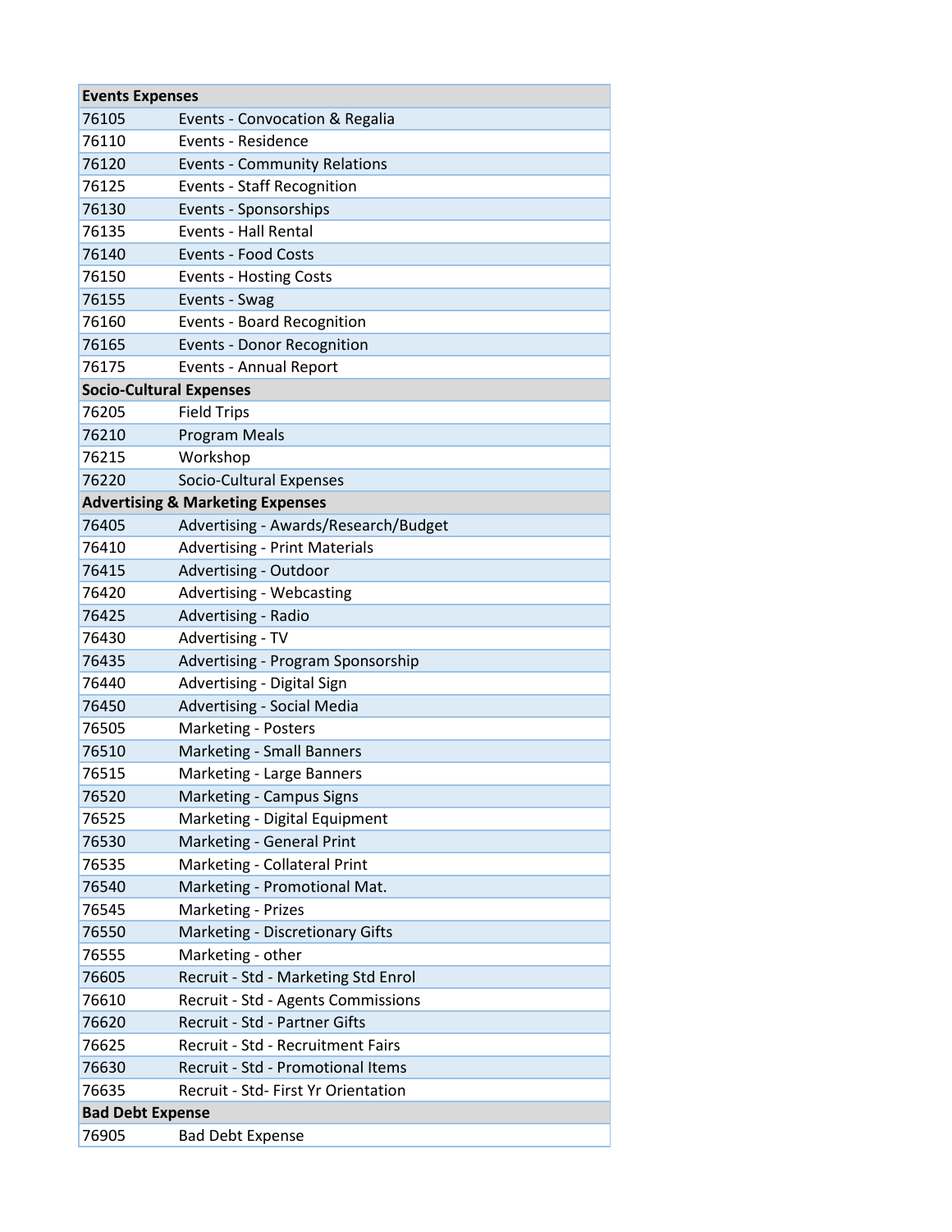| Events Expenses | |
|---|---|
| 76105 | Events - Convocation & Regalia |
| 76110 | Events - Residence |
| 76120 | Events - Community Relations |
| 76125 | Events - Staff Recognition |
| 76130 | Events - Sponsorships |
| 76135 | Events - Hall Rental |
| 76140 | Events - Food Costs |
| 76150 | Events - Hosting Costs |
| 76155 | Events - Swag |
| 76160 | Events - Board Recognition |
| 76165 | Events - Donor Recognition |
| 76175 | Events - Annual Report |
| **Socio-Cultural Expenses** | |
| 76205 | Field Trips |
| 76210 | Program Meals |
| 76215 | Workshop |
| 76220 | Socio-Cultural Expenses |
| **Advertising & Marketing Expenses** | |
| 76405 | Advertising - Awards/Research/Budget |
| 76410 | Advertising - Print Materials |
| 76415 | Advertising - Outdoor |
| 76420 | Advertising - Webcasting |
| 76425 | Advertising - Radio |
| 76430 | Advertising - TV |
| 76435 | Advertising - Program Sponsorship |
| 76440 | Advertising - Digital Sign |
| 76450 | Advertising - Social Media |
| 76505 | Marketing - Posters |
| 76510 | Marketing - Small Banners |
| 76515 | Marketing - Large Banners |
| 76520 | Marketing - Campus Signs |
| 76525 | Marketing - Digital Equipment |
| 76530 | Marketing - General Print |
| 76535 | Marketing - Collateral Print |
| 76540 | Marketing - Promotional Mat. |
| 76545 | Marketing - Prizes |
| 76550 | Marketing - Discretionary Gifts |
| 76555 | Marketing - other |
| 76605 | Recruit - Std - Marketing Std Enrol |
| 76610 | Recruit - Std - Agents Commissions |
| 76620 | Recruit - Std - Partner Gifts |
| 76625 | Recruit - Std - Recruitment Fairs |
| 76630 | Recruit - Std - Promotional Items |
| 76635 | Recruit - Std- First Yr Orientation |
| **Bad Debt Expense** | |
| 76905 | Bad Debt Expense |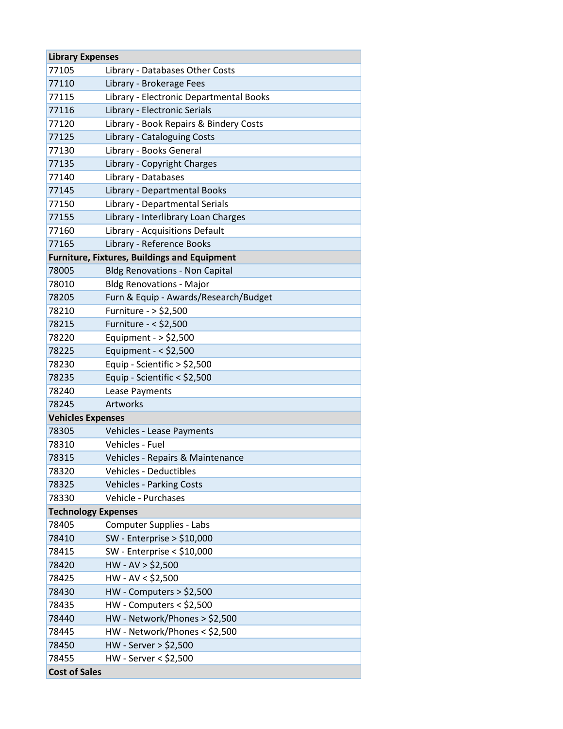| Library Expenses | |
|---|---|
| 77105 | Library - Databases Other Costs |
| 77110 | Library - Brokerage Fees |
| 77115 | Library - Electronic Departmental Books |
| 77116 | Library - Electronic Serials |
| 77120 | Library - Book Repairs & Bindery Costs |
| 77125 | Library - Cataloguing Costs |
| 77130 | Library - Books General |
| 77135 | Library - Copyright Charges |
| 77140 | Library - Databases |
| 77145 | Library - Departmental Books |
| 77150 | Library - Departmental Serials |
| 77155 | Library - Interlibrary Loan Charges |
| 77160 | Library - Acquisitions Default |
| 77165 | Library - Reference Books |
| **Furniture, Fixtures, Buildings and Equipment** | |
| 78005 | Bldg Renovations - Non Capital |
| 78010 | Bldg Renovations - Major |
| 78205 | Furn & Equip - Awards/Research/Budget |
| 78210 | Furniture - > $2,500 |
| 78215 | Furniture - < $2,500 |
| 78220 | Equipment - > $2,500 |
| 78225 | Equipment - < $2,500 |
| 78230 | Equip - Scientific > $2,500 |
| 78235 | Equip - Scientific < $2,500 |
| 78240 | Lease Payments |
| 78245 | Artworks |
| **Vehicles Expenses** | |
| 78305 | Vehicles - Lease Payments |
| 78310 | Vehicles - Fuel |
| 78315 | Vehicles - Repairs & Maintenance |
| 78320 | Vehicles - Deductibles |
| 78325 | Vehicles - Parking Costs |
| 78330 | Vehicle - Purchases |
| **Technology Expenses** | |
| 78405 | Computer Supplies - Labs |
| 78410 | SW - Enterprise > $10,000 |
| 78415 | SW - Enterprise < $10,000 |
| 78420 | HW - AV > $2,500 |
| 78425 | HW - AV < $2,500 |
| 78430 | HW - Computers > $2,500 |
| 78435 | HW - Computers < $2,500 |
| 78440 | HW - Network/Phones > $2,500 |
| 78445 | HW - Network/Phones < $2,500 |
| 78450 | HW - Server > $2,500 |
| 78455 | HW - Server < $2,500 |
| **Cost of Sales** | |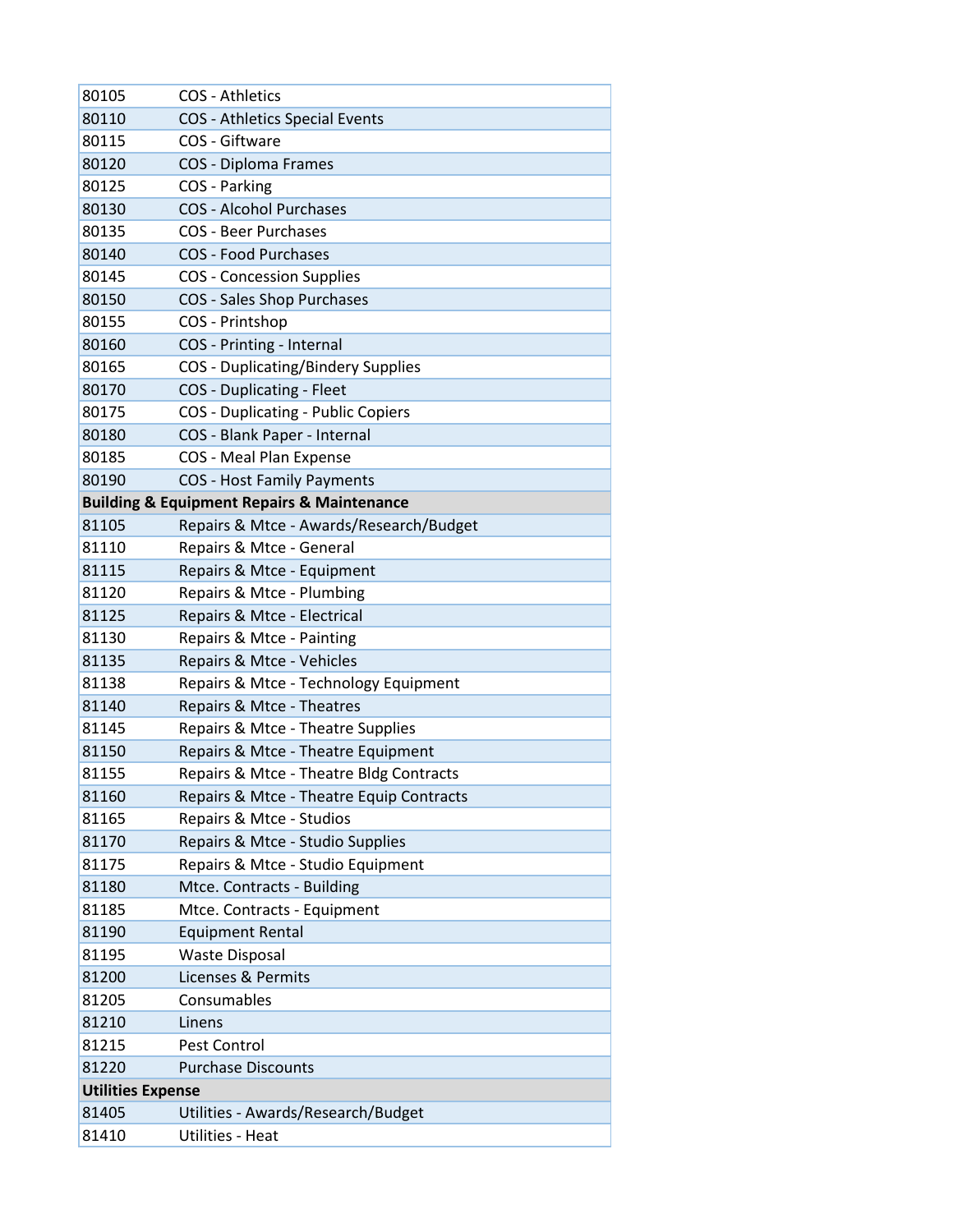| | |
|---|---|
| 80105 | COS - Athletics |
| 80110 | COS - Athletics Special Events |
| 80115 | COS - Giftware |
| 80120 | COS - Diploma Frames |
| 80125 | COS - Parking |
| 80130 | COS - Alcohol Purchases |
| 80135 | COS - Beer Purchases |
| 80140 | COS - Food Purchases |
| 80145 | COS - Concession Supplies |
| 80150 | COS - Sales Shop Purchases |
| 80155 | COS - Printshop |
| 80160 | COS - Printing - Internal |
| 80165 | COS - Duplicating/Bindery Supplies |
| 80170 | COS - Duplicating - Fleet |
| 80175 | COS - Duplicating - Public Copiers |
| 80180 | COS - Blank Paper - Internal |
| 80185 | COS - Meal Plan Expense |
| 80190 | COS - Host Family Payments |
| **Building & Equipment Repairs & Maintenance** | |
| 81105 | Repairs & Mtce - Awards/Research/Budget |
| 81110 | Repairs & Mtce - General |
| 81115 | Repairs & Mtce - Equipment |
| 81120 | Repairs & Mtce - Plumbing |
| 81125 | Repairs & Mtce - Electrical |
| 81130 | Repairs & Mtce - Painting |
| 81135 | Repairs & Mtce - Vehicles |
| 81138 | Repairs & Mtce - Technology Equipment |
| 81140 | Repairs & Mtce - Theatres |
| 81145 | Repairs & Mtce - Theatre Supplies |
| 81150 | Repairs & Mtce - Theatre Equipment |
| 81155 | Repairs & Mtce - Theatre Bldg Contracts |
| 81160 | Repairs & Mtce - Theatre Equip Contracts |
| 81165 | Repairs & Mtce - Studios |
| 81170 | Repairs & Mtce - Studio Supplies |
| 81175 | Repairs & Mtce - Studio Equipment |
| 81180 | Mtce. Contracts - Building |
| 81185 | Mtce. Contracts - Equipment |
| 81190 | Equipment Rental |
| 81195 | Waste Disposal |
| 81200 | Licenses & Permits |
| 81205 | Consumables |
| 81210 | Linens |
| 81215 | Pest Control |
| 81220 | Purchase Discounts |
| **Utilities Expense** | |
| 81405 | Utilities - Awards/Research/Budget |
| 81410 | Utilities - Heat |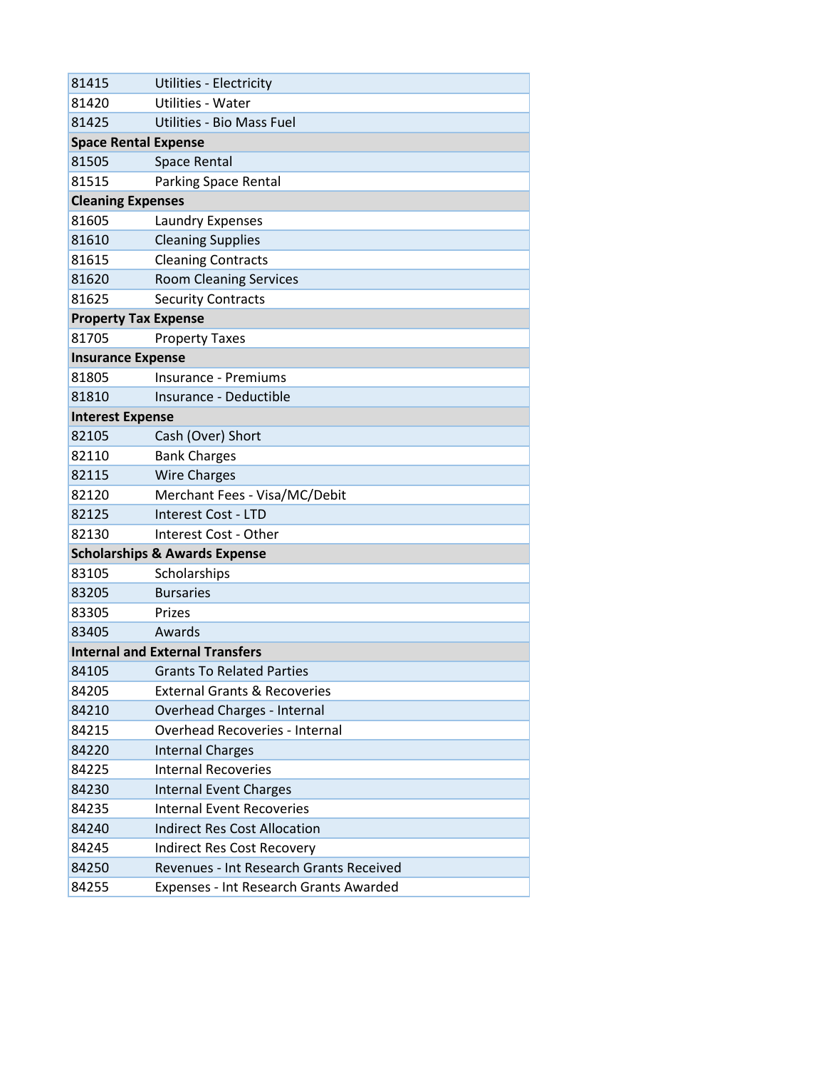| | |
|---|---|
| 81415 | Utilities - Electricity |
| 81420 | Utilities - Water |
| 81425 | Utilities - Bio Mass Fuel |
| **Space Rental Expense** | |
| 81505 | Space Rental |
| 81515 | Parking Space Rental |
| **Cleaning Expenses** | |
| 81605 | Laundry Expenses |
| 81610 | Cleaning Supplies |
| 81615 | Cleaning Contracts |
| 81620 | Room Cleaning Services |
| 81625 | Security Contracts |
| **Property Tax Expense** | |
| 81705 | Property Taxes |
| **Insurance Expense** | |
| 81805 | Insurance - Premiums |
| 81810 | Insurance - Deductible |
| **Interest Expense** | |
| 82105 | Cash (Over) Short |
| 82110 | Bank Charges |
| 82115 | Wire Charges |
| 82120 | Merchant Fees - Visa/MC/Debit |
| 82125 | Interest Cost - LTD |
| 82130 | Interest Cost - Other |
| **Scholarships & Awards Expense** | |
| 83105 | Scholarships |
| 83205 | Bursaries |
| 83305 | Prizes |
| 83405 | Awards |
| **Internal and External Transfers** | |
| 84105 | Grants To Related Parties |
| 84205 | External Grants & Recoveries |
| 84210 | Overhead Charges - Internal |
| 84215 | Overhead Recoveries - Internal |
| 84220 | Internal Charges |
| 84225 | Internal Recoveries |
| 84230 | Internal Event Charges |
| 84235 | Internal Event Recoveries |
| 84240 | Indirect Res Cost Allocation |
| 84245 | Indirect Res Cost Recovery |
| 84250 | Revenues - Int Research Grants Received |
| 84255 | Expenses - Int Research Grants Awarded |